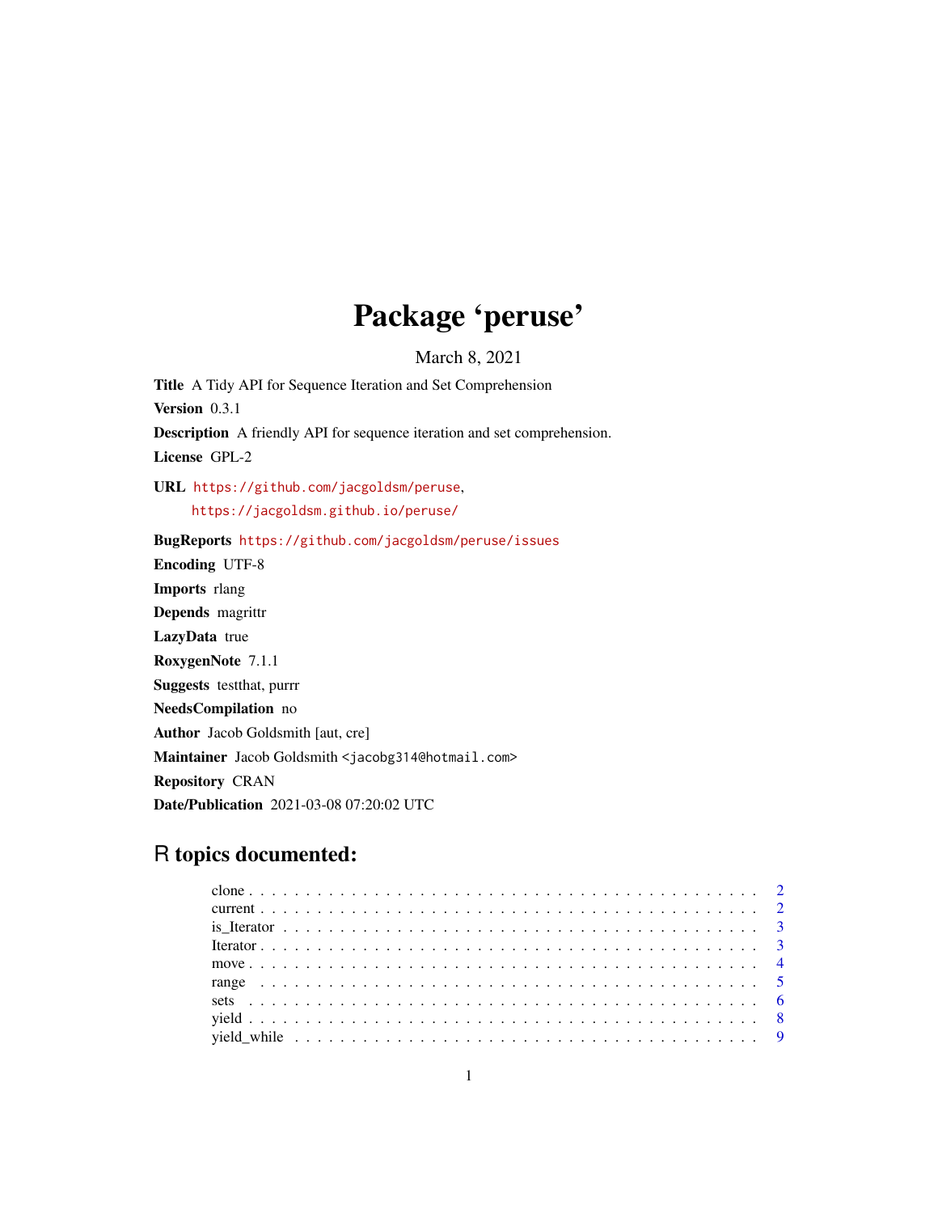# Package 'peruse'

March 8, 2021

**Title** A Tidy API for Sequence Iteration and Set Comprehension

**Version** 0.3.1

**Description** A friendly API for sequence iteration and set comprehension.

**License** GPL-2

**URL** https://github.com/jacgoldsm/peruse, https://jacgoldsm.github.io/peruse/

**BugReports** https://github.com/jacgoldsm/peruse/issues

**Encoding** UTF-8

**Imports** rlang

**Depends** magrittr

**LazyData** true

**RoxygenNote** 7.1.1

**Suggests** testthat, purrr

**NeedsCompilation** no

**Author** Jacob Goldsmith [aut, cre]

**Maintainer** Jacob Goldsmith <jacobg314@hotmail.com>

**Repository** CRAN

**Date/Publication** 2021-03-08 07:20:02 UTC

## R topics documented:

- clone . . . . . . . . . . . . . . . . . . . . . . . . . . . . . . . . . . . . . . . . . . . . . 2
- current . . . . . . . . . . . . . . . . . . . . . . . . . . . . . . . . . . . . . . . . . . . . 2
- is_Iterator . . . . . . . . . . . . . . . . . . . . . . . . . . . . . . . . . . . . . . . . . . 3
- Iterator . . . . . . . . . . . . . . . . . . . . . . . . . . . . . . . . . . . . . . . . . . . . 3
- move . . . . . . . . . . . . . . . . . . . . . . . . . . . . . . . . . . . . . . . . . . . . . 4
- range . . . . . . . . . . . . . . . . . . . . . . . . . . . . . . . . . . . . . . . . . . . . . 5
- sets . . . . . . . . . . . . . . . . . . . . . . . . . . . . . . . . . . . . . . . . . . . . . . 6
- yield . . . . . . . . . . . . . . . . . . . . . . . . . . . . . . . . . . . . . . . . . . . . . 8
- yield_while . . . . . . . . . . . . . . . . . . . . . . . . . . . . . . . . . . . . . . . . . . 9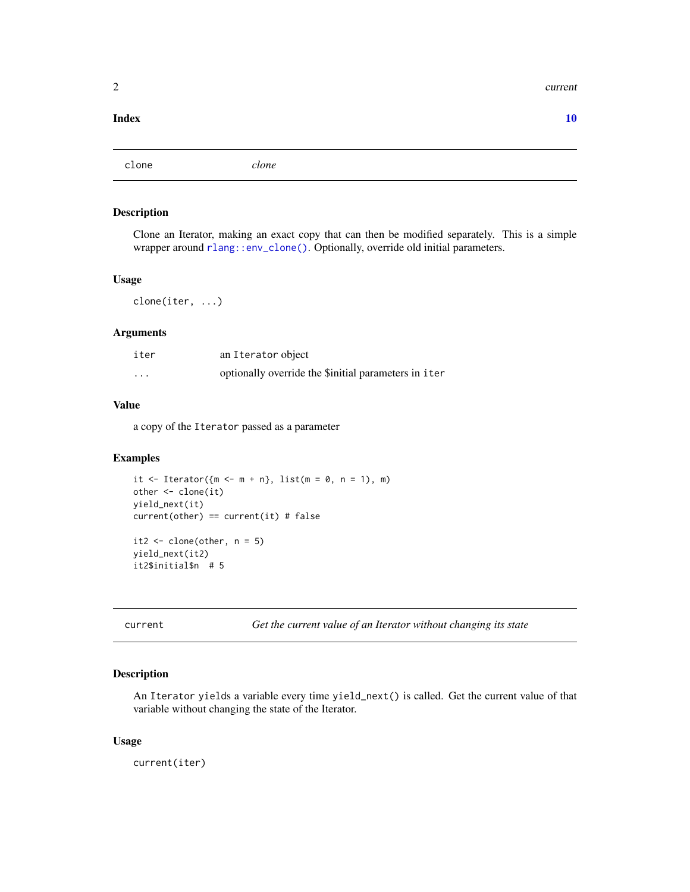**Index** **10**

---

## clone — *clone*

### Description

Clone an Iterator, making an exact copy that can then be modified separately. This is a simple wrapper around `rlang::env_clone()`. Optionally, override old initial parameters.

### Usage

```
clone(iter, ...)
```

### Arguments

| | |
|---|---|
| `iter` | an `Iterator` object |
| `...` | optionally override the $initial parameters in `iter` |

### Value

a copy of the `Iterator` passed as a parameter

### Examples

```
it <- Iterator({m <- m + n}, list(m = 0, n = 1), m)
other <- clone(it)
yield_next(it)
current(other) == current(it) # false

it2 <- clone(other, n = 5)
yield_next(it2)
it2$initial$n  # 5
```

---

## current — *Get the current value of an Iterator without changing its state*

### Description

An `Iterator` `yields` a variable every time `yield_next()` is called. Get the current value of that variable without changing the state of the Iterator.

### Usage

```
current(iter)
```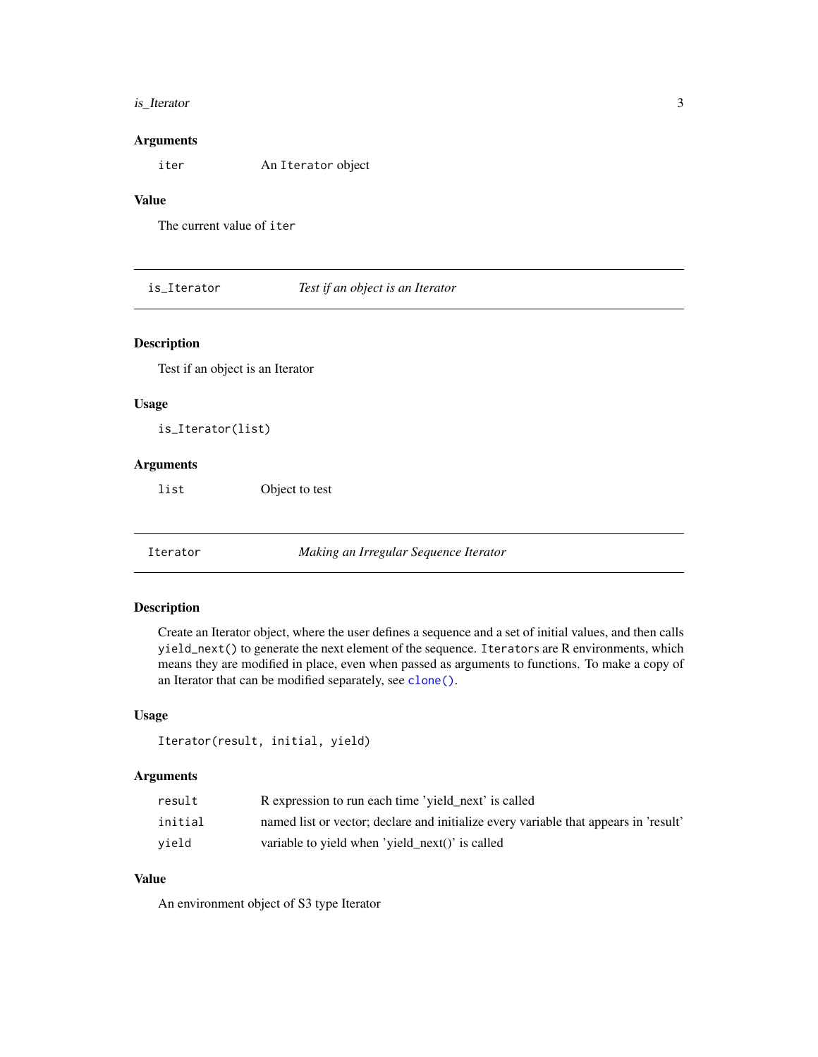### Arguments

| | |
|---|---|
| `iter` | An `Iterator` object |

### Value

The current value of `iter`

---

## `is_Iterator` — *Test if an object is an Iterator*

### Description

Test if an object is an Iterator

### Usage

```
is_Iterator(list)
```

### Arguments

| | |
|---|---|
| `list` | Object to test |

---

## `Iterator` — *Making an Irregular Sequence Iterator*

### Description

Create an Iterator object, where the user defines a sequence and a set of initial values, and then calls `yield_next()` to generate the next element of the sequence. `Iterator`s are R environments, which means they are modified in place, even when passed as arguments to functions. To make a copy of an Iterator that can be modified separately, see `clone()`.

### Usage

```
Iterator(result, initial, yield)
```

### Arguments

| | |
|---|---|
| `result` | R expression to run each time 'yield_next' is called |
| `initial` | named list or vector; declare and initialize every variable that appears in 'result' |
| `yield` | variable to yield when 'yield_next()' is called |

### Value

An environment object of S3 type Iterator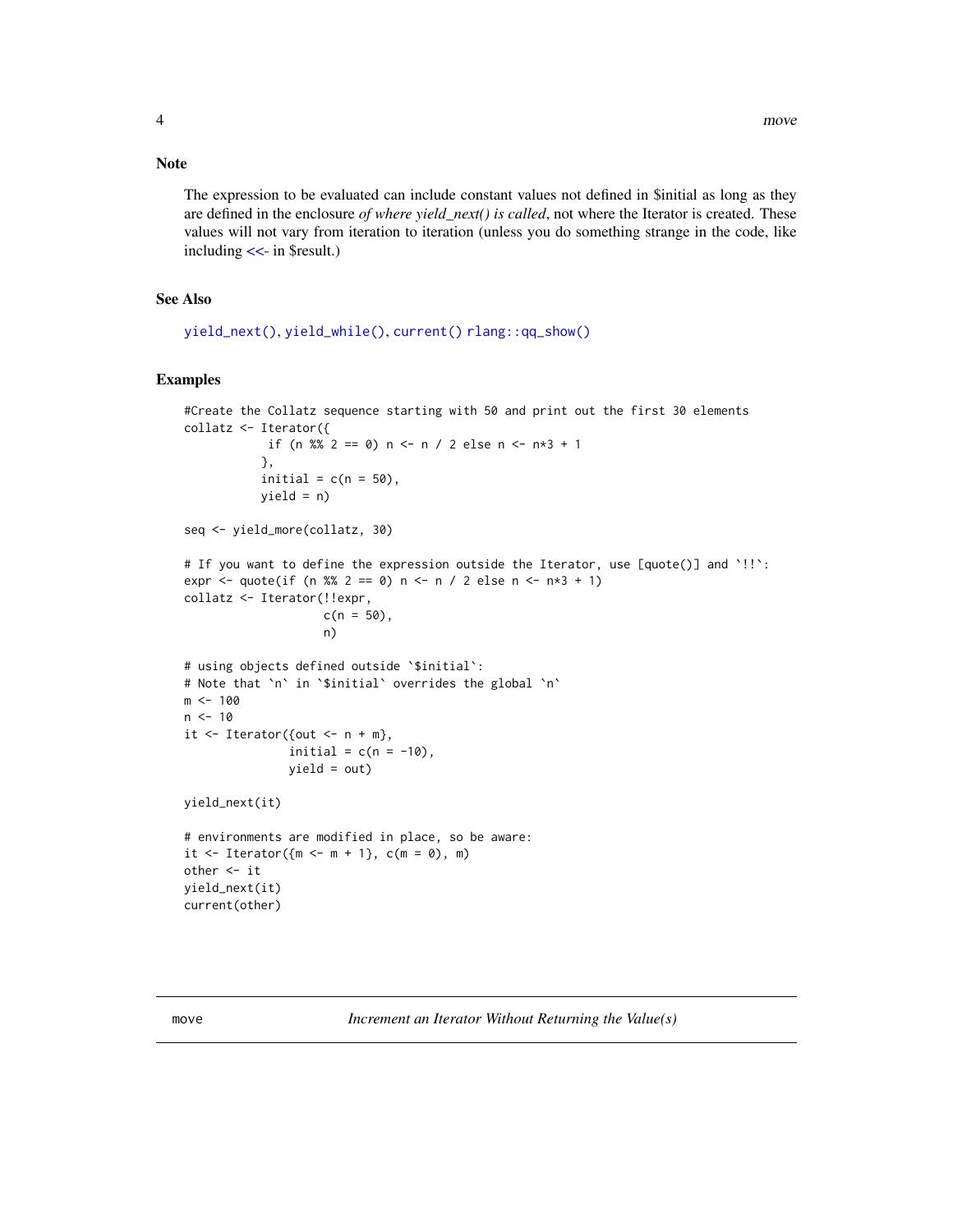## Note

The expression to be evaluated can include constant values not defined in $initial as long as they are defined in the enclosure *of where yield_next() is called*, not where the Iterator is created. These values will not vary from iteration to iteration (unless you do something strange in the code, like including <<- in $result.)

## See Also

`yield_next()`, `yield_while()`, `current()` `rlang::qq_show()`

## Examples

```
#Create the Collatz sequence starting with 50 and print out the first 30 elements
collatz <- Iterator({
            if (n %% 2 == 0) n <- n / 2 else n <- n*3 + 1
           },
           initial = c(n = 50),
           yield = n)

seq <- yield_more(collatz, 30)

# If you want to define the expression outside the Iterator, use [quote()] and `!!`:
expr <- quote(if (n %% 2 == 0) n <- n / 2 else n <- n*3 + 1)
collatz <- Iterator(!!expr,
                    c(n = 50),
                    n)

# using objects defined outside `$initial`:
# Note that `n` in `$initial` overrides the global `n`
m <- 100
n <- 10
it <- Iterator({out <- n + m},
               initial = c(n = -10),
               yield = out)

yield_next(it)

# environments are modified in place, so be aware:
it <- Iterator({m <- m + 1}, c(m = 0), m)
other <- it
yield_next(it)
current(other)
```

---

move *Increment an Iterator Without Returning the Value(s)*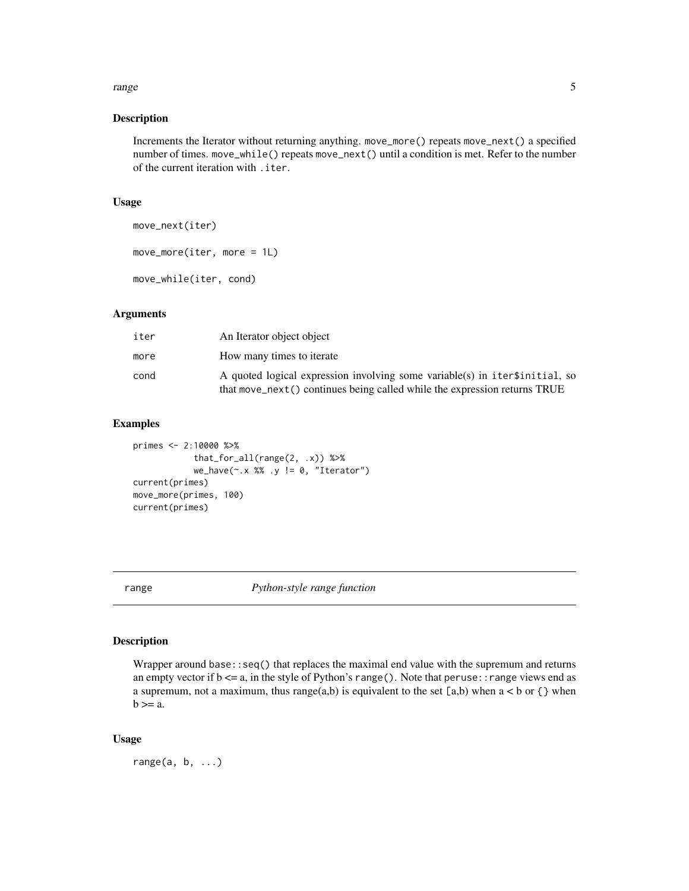## Description

Increments the Iterator without returning anything. `move_more()` repeats `move_next()` a specified number of times. `move_while()` repeats `move_next()` until a condition is met. Refer to the number of the current iteration with `.iter`.

## Usage

```
move_next(iter)

move_more(iter, more = 1L)

move_while(iter, cond)
```

## Arguments

| | |
|---|---|
| iter | An Iterator object object |
| more | How many times to iterate |
| cond | A quoted logical expression involving some variable(s) in `iter$initial`, so that `move_next()` continues being called while the expression returns TRUE |

## Examples

```
primes <- 2:10000 %>%
           that_for_all(range(2, .x)) %>%
           we_have(~.x %% .y != 0, "Iterator")
current(primes)
move_more(primes, 100)
current(primes)
```

---

# range — *Python-style range function*

## Description

Wrapper around `base::seq()` that replaces the maximal end value with the supremum and returns an empty vector if b <= a, in the style of Python's `range()`. Note that `peruse::range` views end as a supremum, not a maximum, thus range(a,b) is equivalent to the set `[a,b)` when a < b or `{}` when b >= a.

## Usage

```
range(a, b, ...)
```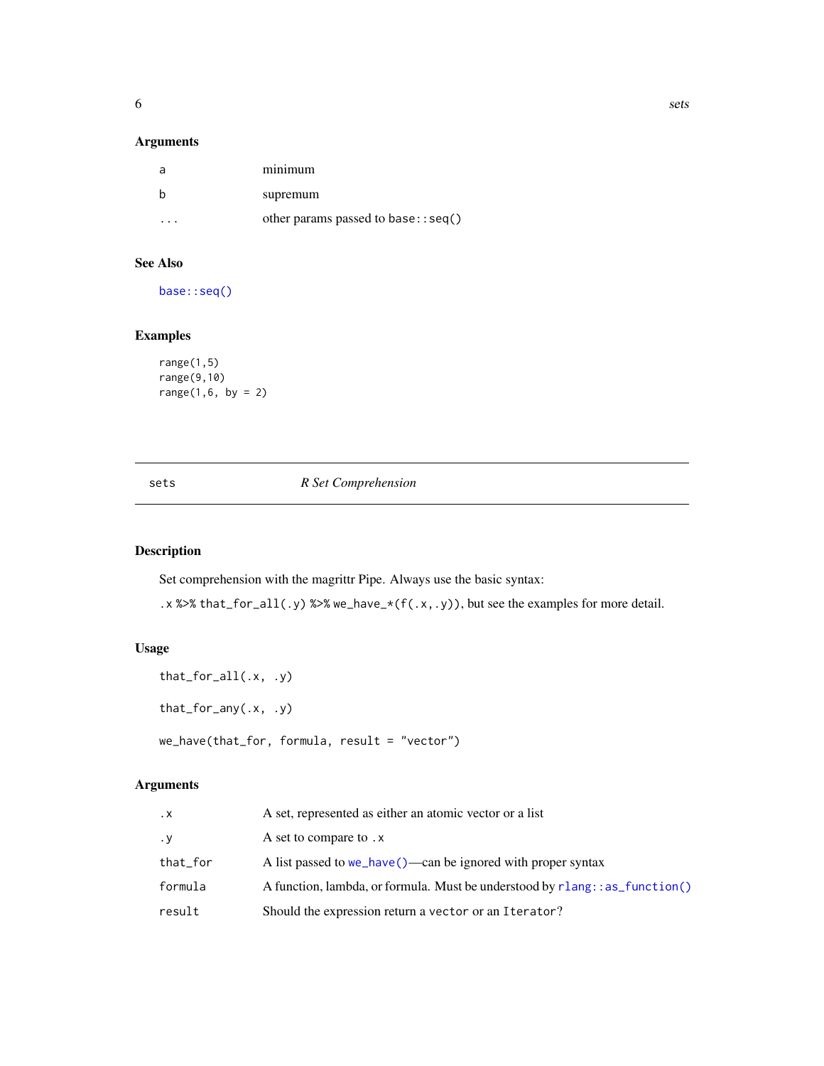### Arguments

| | |
|---|---|
| `a` | minimum |
| `b` | supremum |
| `...` | other params passed to `base::seq()` |

### See Also

`base::seq()`

### Examples

```
range(1,5)
range(9,10)
range(1,6, by = 2)
```

---

## sets — *R Set Comprehension*

---

### Description

Set comprehension with the magrittr Pipe. Always use the basic syntax:

`.x %>% that_for_all(.y) %>% we_have_*(f(.x,.y))`, but see the examples for more detail.

### Usage

```
that_for_all(.x, .y)

that_for_any(.x, .y)

we_have(that_for, formula, result = "vector")
```

### Arguments

| | |
|---|---|
| `.x` | A set, represented as either an atomic vector or a list |
| `.y` | A set to compare to `.x` |
| `that_for` | A list passed to `we_have()`—can be ignored with proper syntax |
| `formula` | A function, lambda, or formula. Must be understood by `rlang::as_function()` |
| `result` | Should the expression return a `vector` or an `Iterator`? |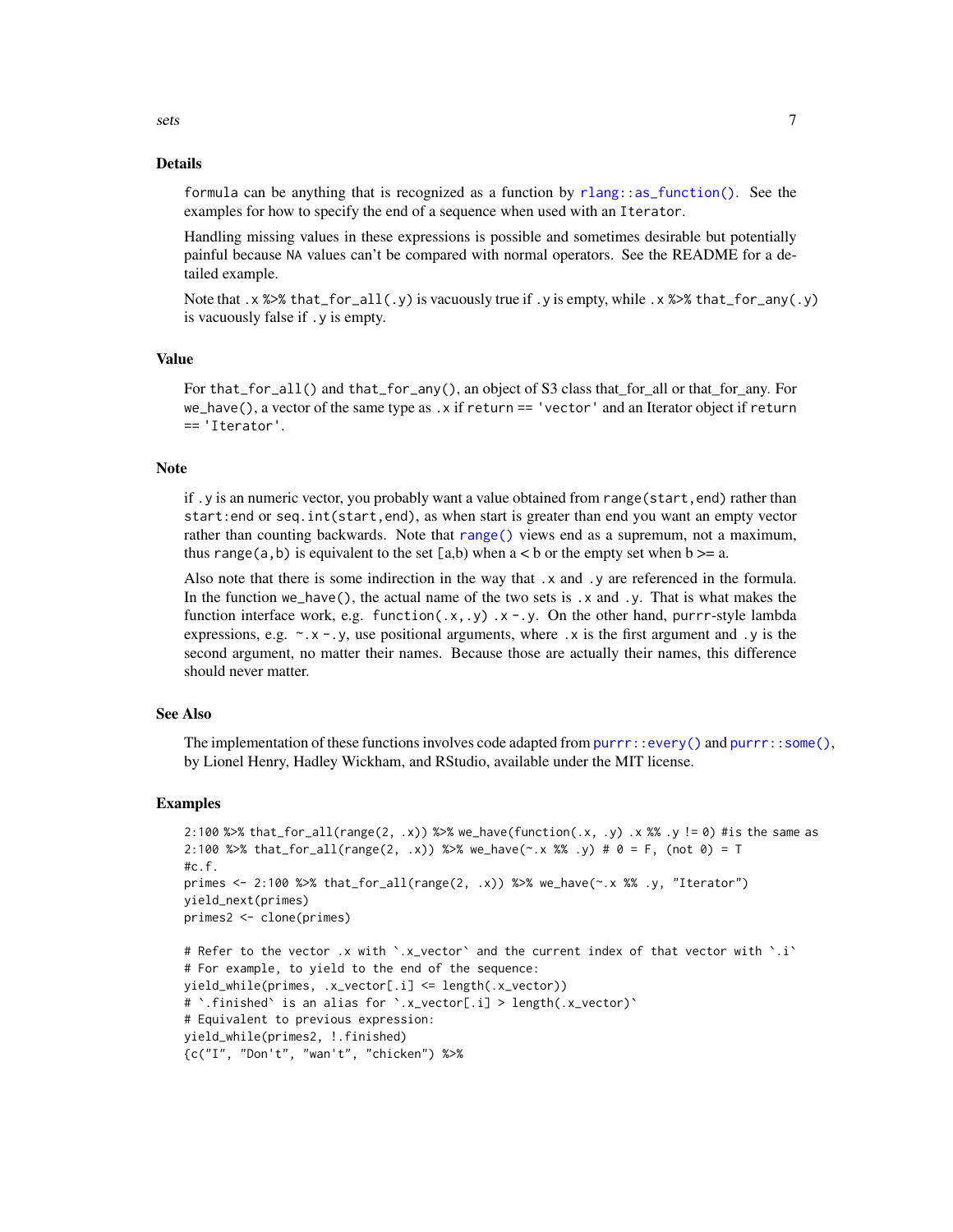### Details

formula can be anything that is recognized as a function by `rlang::as_function()`. See the examples for how to specify the end of a sequence when used with an Iterator.

Handling missing values in these expressions is possible and sometimes desirable but potentially painful because NA values can't be compared with normal operators. See the README for a detailed example.

Note that `.x %>% that_for_all(.y)` is vacuously true if `.y` is empty, while `.x %>% that_for_any(.y)` is vacuously false if `.y` is empty.

### Value

For `that_for_all()` and `that_for_any()`, an object of S3 class that_for_all or that_for_any. For `we_have()`, a vector of the same type as `.x` if `return == 'vector'` and an Iterator object if `return == 'Iterator'`.

### Note

if `.y` is an numeric vector, you probably want a value obtained from `range(start,end)` rather than `start:end` or `seq.int(start,end)`, as when start is greater than end you want an empty vector rather than counting backwards. Note that `range()` views end as a supremum, not a maximum, thus `range(a,b)` is equivalent to the set [a,b) when a < b or the empty set when b >= a.

Also note that there is some indirection in the way that `.x` and `.y` are referenced in the formula. In the function `we_have()`, the actual name of the two sets is `.x` and `.y`. That is what makes the function interface work, e.g. `function(.x,.y) .x-.y`. On the other hand, purrr-style lambda expressions, e.g. `~.x-.y`, use positional arguments, where `.x` is the first argument and `.y` is the second argument, no matter their names. Because those are actually their names, this difference should never matter.

### See Also

The implementation of these functions involves code adapted from `purrr::every()` and `purrr::some()`, by Lionel Henry, Hadley Wickham, and RStudio, available under the MIT license.

### Examples

```
2:100 %>% that_for_all(range(2, .x)) %>% we_have(function(.x, .y) .x %% .y != 0) #is the same as
2:100 %>% that_for_all(range(2, .x)) %>% we_have(~.x %% .y) # 0 = F, (not 0) = T
#c.f.
primes <- 2:100 %>% that_for_all(range(2, .x)) %>% we_have(~.x %% .y, "Iterator")
yield_next(primes)
primes2 <- clone(primes)

# Refer to the vector .x with `.x_vector` and the current index of that vector with `.i`
# For example, to yield to the end of the sequence:
yield_while(primes, .x_vector[.i] <= length(.x_vector))
# `.finished` is an alias for `.x_vector[.i] > length(.x_vector)`
# Equivalent to previous expression:
yield_while(primes2, !.finished)
{c("I", "Don't", "wan't", "chicken") %>%
```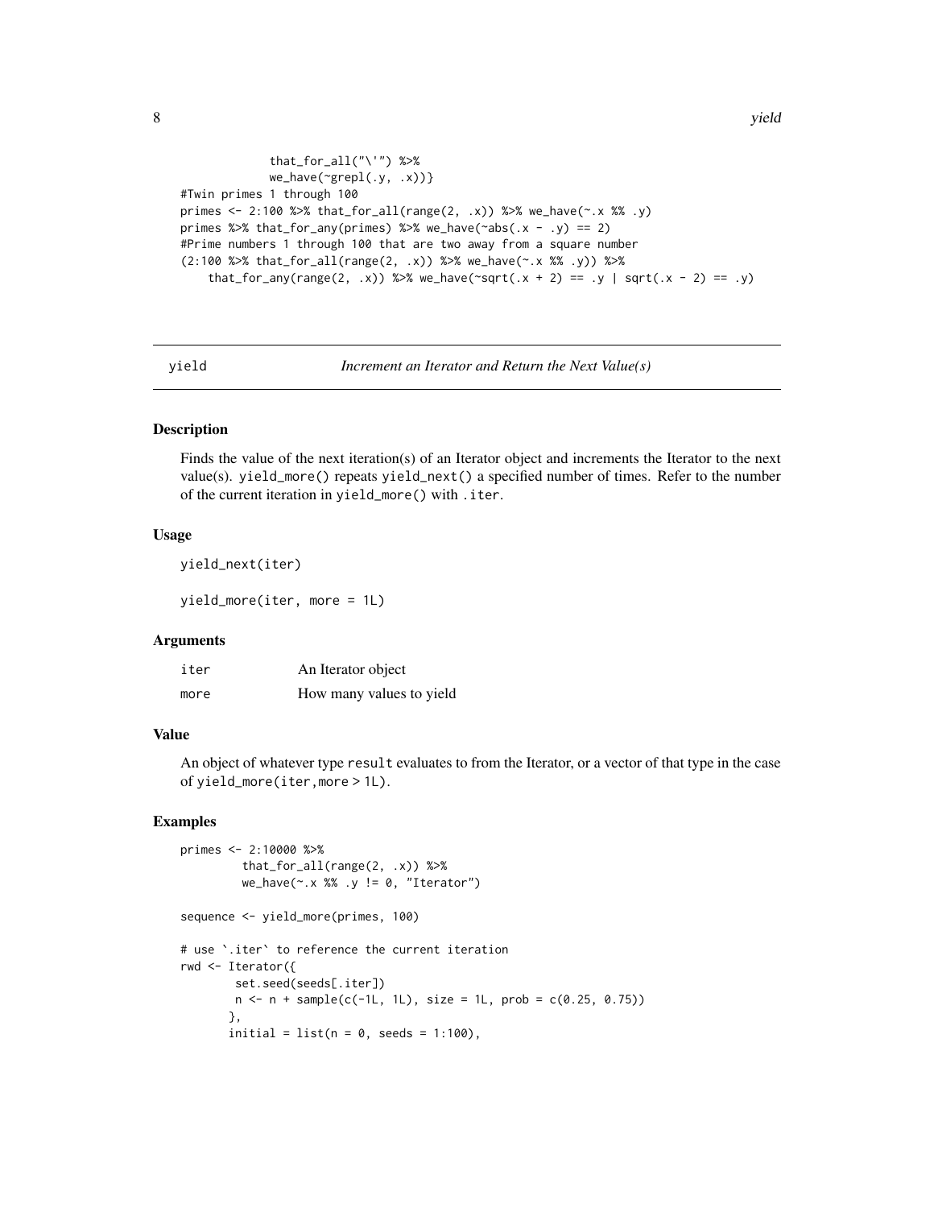```
            that_for_all("\'") %>%
            we_have(~grepl(.y, .x))}
#Twin primes 1 through 100
primes <- 2:100 %>% that_for_all(range(2, .x)) %>% we_have(~.x %% .y)
primes %>% that_for_any(primes) %>% we_have(~abs(.x - .y) == 2)
#Prime numbers 1 through 100 that are two away from a square number
(2:100 %>% that_for_all(range(2, .x)) %>% we_have(~.x %% .y)) %>%
    that_for_any(range(2, .x)) %>% we_have(~sqrt(.x + 2) == .y | sqrt(.x - 2) == .y)
```

## yield — *Increment an Iterator and Return the Next Value(s)*

### Description

Finds the value of the next iteration(s) of an Iterator object and increments the Iterator to the next value(s). `yield_more()` repeats `yield_next()` a specified number of times. Refer to the number of the current iteration in `yield_more()` with `.iter`.

### Usage

```
yield_next(iter)

yield_more(iter, more = 1L)
```

### Arguments

| | |
|---|---|
| `iter` | An Iterator object |
| `more` | How many values to yield |

### Value

An object of whatever type `result` evaluates to from the Iterator, or a vector of that type in the case of `yield_more(iter,more > 1L)`.

### Examples

```
primes <- 2:10000 %>%
        that_for_all(range(2, .x)) %>%
        we_have(~.x %% .y != 0, "Iterator")

sequence <- yield_more(primes, 100)

# use `.iter` to reference the current iteration
rwd <- Iterator({
       set.seed(seeds[.iter])
       n <- n + sample(c(-1L, 1L), size = 1L, prob = c(0.25, 0.75))
      },
      initial = list(n = 0, seeds = 1:100),
```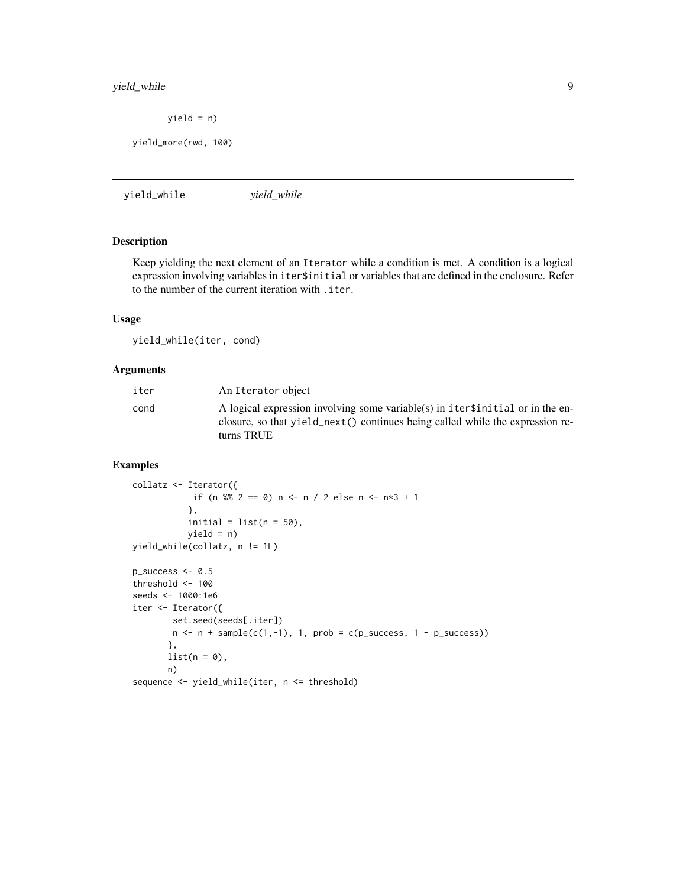```
        yield = n)
yield_more(rwd, 100)
```

## yield_while — *yield_while*

### Description

Keep yielding the next element of an `Iterator` while a condition is met. A condition is a logical expression involving variables in `iter$initial` or variables that are defined in the enclosure. Refer to the number of the current iteration with `.iter`.

### Usage

```
yield_while(iter, cond)
```

### Arguments

| | |
|---|---|
| `iter` | An `Iterator` object |
| `cond` | A logical expression involving some variable(s) in `iter$initial` or in the enclosure, so that `yield_next()` continues being called while the expression returns TRUE |

### Examples

```
collatz <- Iterator({
            if (n %% 2 == 0) n <- n / 2 else n <- n*3 + 1
           },
           initial = list(n = 50),
           yield = n)
yield_while(collatz, n != 1L)

p_success <- 0.5
threshold <- 100
seeds <- 1000:1e6
iter <- Iterator({
        set.seed(seeds[.iter])
        n <- n + sample(c(1,-1), 1, prob = c(p_success, 1 - p_success))
       },
       list(n = 0),
       n)
sequence <- yield_while(iter, n <= threshold)
```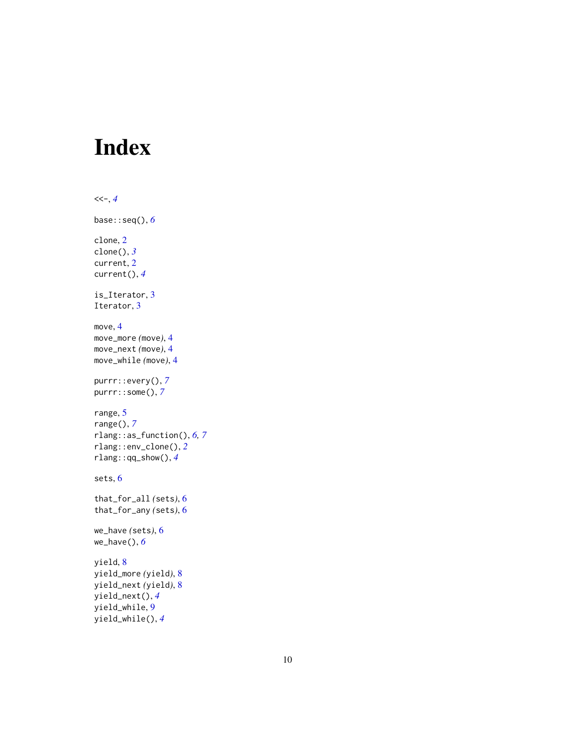# Index

<<-, *4*

base::seq(), *6*

clone, 2
clone(), *3*
current, 2
current(), *4*

is_Iterator, 3
Iterator, 3

move, 4
move_more *(move)*, 4
move_next *(move)*, 4
move_while *(move)*, 4

purrr::every(), *7*
purrr::some(), *7*

range, 5
range(), *7*
rlang::as_function(), *6, 7*
rlang::env_clone(), *2*
rlang::qq_show(), *4*

sets, 6

that_for_all *(sets)*, 6
that_for_any *(sets)*, 6

we_have *(sets)*, 6
we_have(), *6*

yield, 8
yield_more *(yield)*, 8
yield_next *(yield)*, 8
yield_next(), *4*
yield_while, 9
yield_while(), *4*